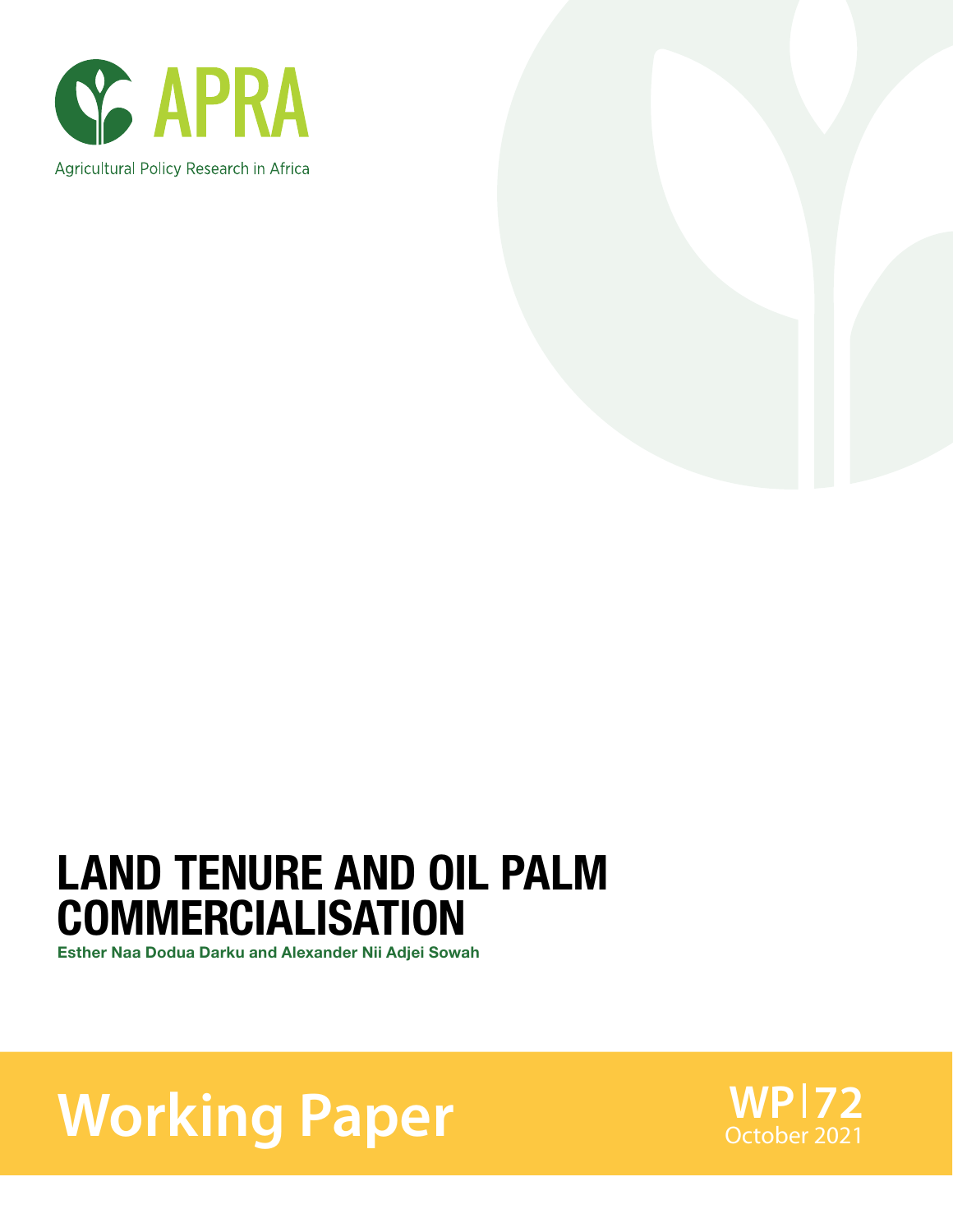APRA

Agricultural Policy Research in Africa

# LAND TENURE AND OIL PALM COMMERCIALISATION

**Esther Naa Dodua Darku and Alexander Nii Adjei Sowah**

**Working Paper**

WP 72
October 2021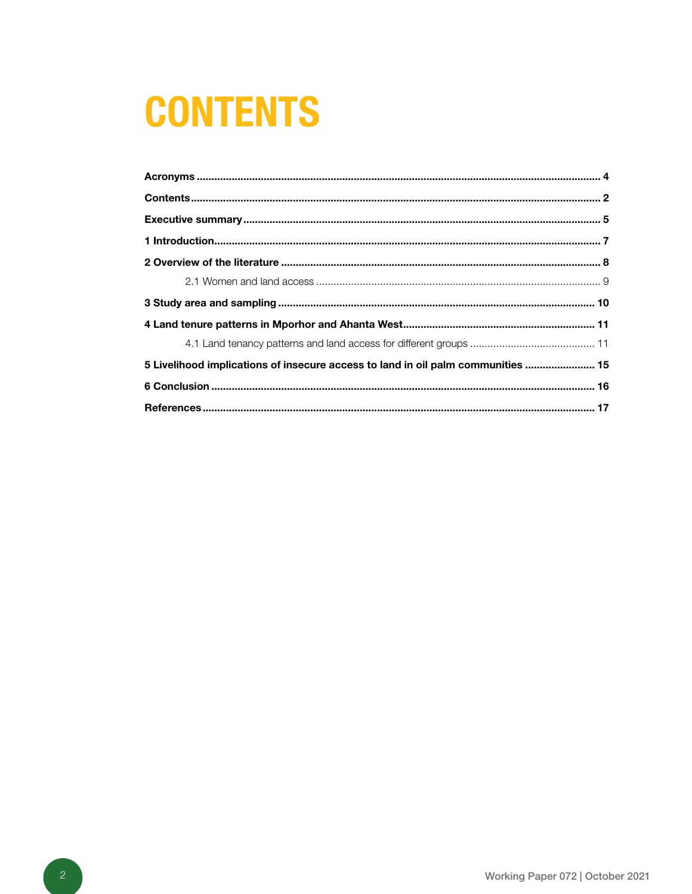# CONTENTS

**Acronyms** ........................................................................................................................................ **4**

**Contents** ........................................................................................................................................... **2**

**Executive summary** .......................................................................................................................... **5**

**1 Introduction** ..................................................................................................................................... **7**

**2 Overview of the literature** ................................................................................................................ **8**

2.1 Women and land access ................................................................................................... 9

**3 Study area and sampling** ................................................................................................................. **10**

**4 Land tenure patterns in Mporhor and Ahanta West** ....................................................................... **11**

4.1 Land tenancy patterns and land access for different groups ........................................... 11

**5 Livelihood implications of insecure access to land in oil palm communities** ........................ **15**

**6 Conclusion** ........................................................................................................................................ **16**

**References** ........................................................................................................................................ **17**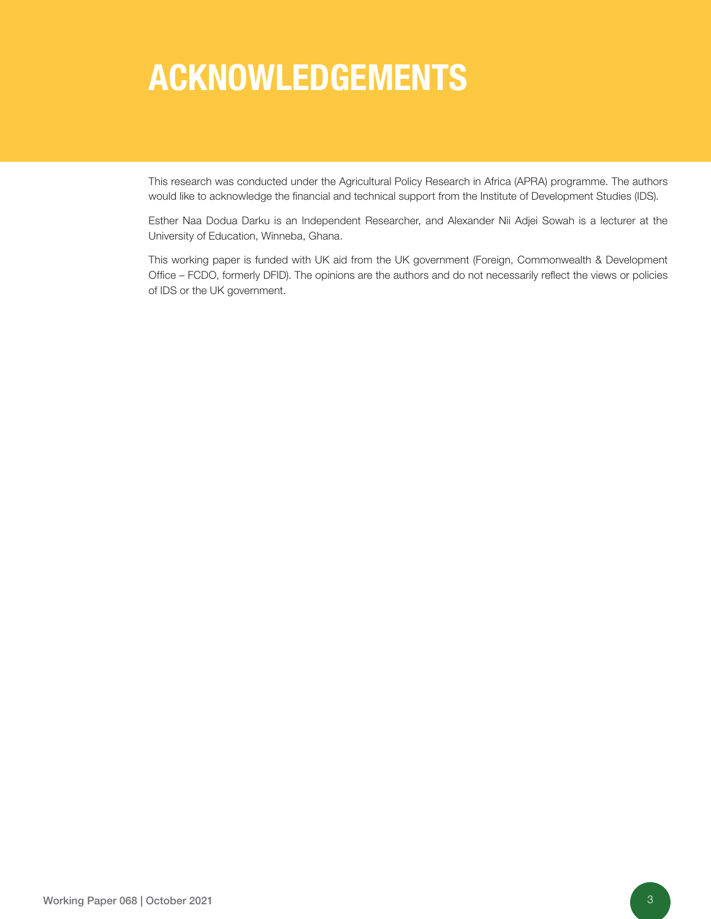# ACKNOWLEDGEMENTS

This research was conducted under the Agricultural Policy Research in Africa (APRA) programme. The authors would like to acknowledge the financial and technical support from the Institute of Development Studies (IDS).

Esther Naa Dodua Darku is an Independent Researcher, and Alexander Nii Adjei Sowah is a lecturer at the University of Education, Winneba, Ghana.

This working paper is funded with UK aid from the UK government (Foreign, Commonwealth & Development Office – FCDO, formerly DFID). The opinions are the authors and do not necessarily reflect the views or policies of IDS or the UK government.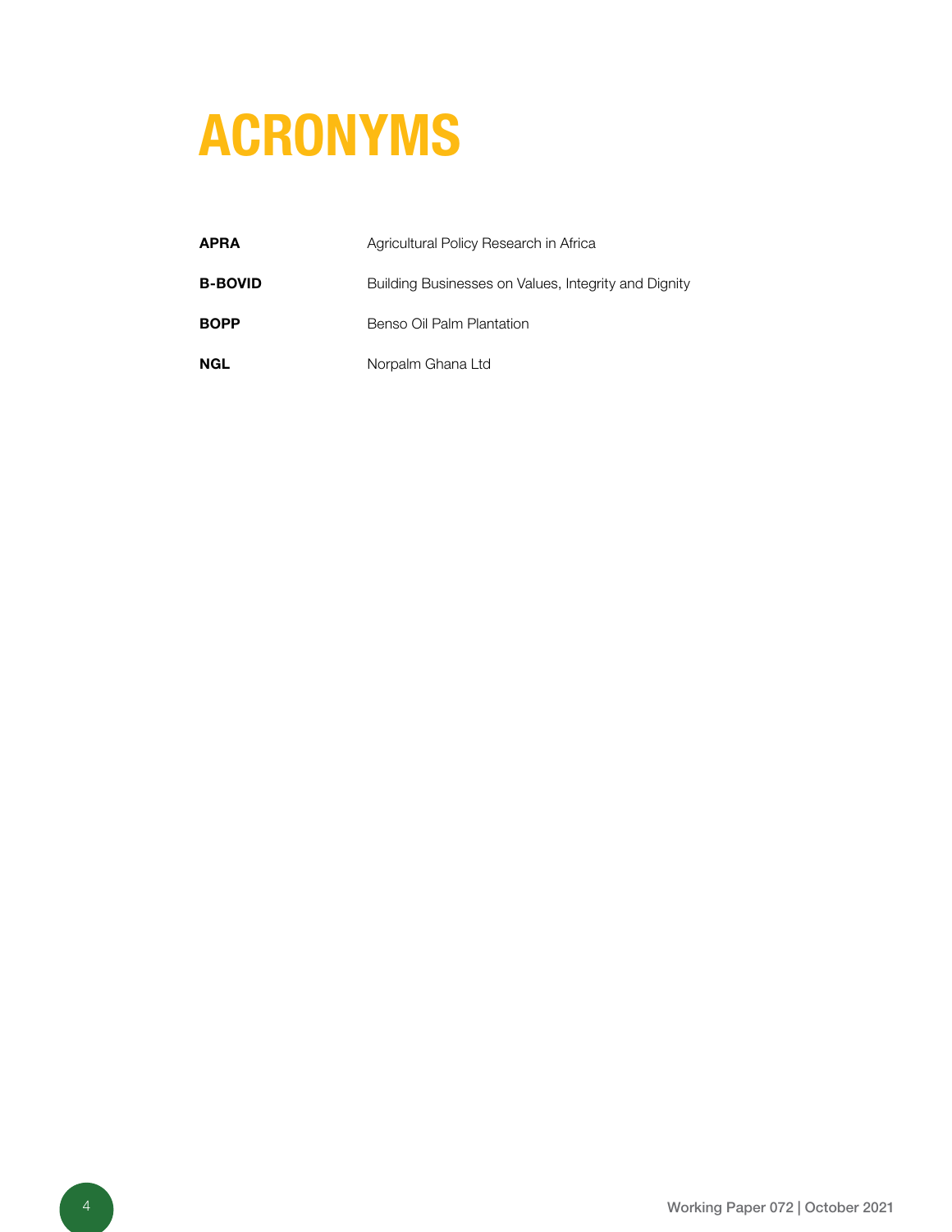# ACRONYMS

| | |
|---|---|
| **APRA** | Agricultural Policy Research in Africa |
| **B-BOVID** | Building Businesses on Values, Integrity and Dignity |
| **BOPP** | Benso Oil Palm Plantation |
| **NGL** | Norpalm Ghana Ltd |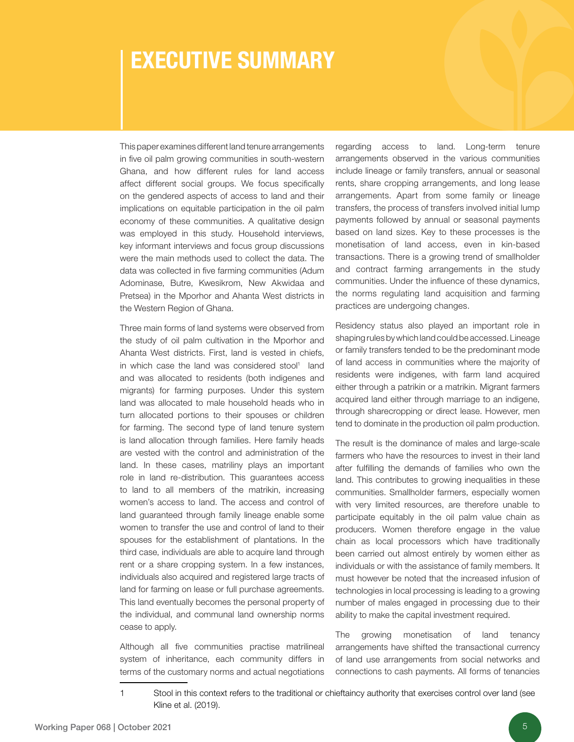# EXECUTIVE SUMMARY

This paper examines different land tenure arrangements in five oil palm growing communities in south-western Ghana, and how different rules for land access affect different social groups. We focus specifically on the gendered aspects of access to land and their implications on equitable participation in the oil palm economy of these communities. A qualitative design was employed in this study. Household interviews, key informant interviews and focus group discussions were the main methods used to collect the data. The data was collected in five farming communities (Adum Adominase, Butre, Kwesikrom, New Akwidaa and Pretsea) in the Mporhor and Ahanta West districts in the Western Region of Ghana.

Three main forms of land systems were observed from the study of oil palm cultivation in the Mporhor and Ahanta West districts. First, land is vested in chiefs, in which case the land was considered stool[1] land and was allocated to residents (both indigenes and migrants) for farming purposes. Under this system land was allocated to male household heads who in turn allocated portions to their spouses or children for farming. The second type of land tenure system is land allocation through families. Here family heads are vested with the control and administration of the land. In these cases, matriliny plays an important role in land re-distribution. This guarantees access to land to all members of the matrikin, increasing women's access to land. The access and control of land guaranteed through family lineage enable some women to transfer the use and control of land to their spouses for the establishment of plantations. In the third case, individuals are able to acquire land through rent or a share cropping system. In a few instances, individuals also acquired and registered large tracts of land for farming on lease or full purchase agreements. This land eventually becomes the personal property of the individual, and communal land ownership norms cease to apply.

Although all five communities practise matrilineal system of inheritance, each community differs in terms of the customary norms and actual negotiations regarding access to land. Long-term tenure arrangements observed in the various communities include lineage or family transfers, annual or seasonal rents, share cropping arrangements, and long lease arrangements. Apart from some family or lineage transfers, the process of transfers involved initial lump payments followed by annual or seasonal payments based on land sizes. Key to these processes is the monetisation of land access, even in kin-based transactions. There is a growing trend of smallholder and contract farming arrangements in the study communities. Under the influence of these dynamics, the norms regulating land acquisition and farming practices are undergoing changes.

Residency status also played an important role in shaping rules by which land could be accessed. Lineage or family transfers tended to be the predominant mode of land access in communities where the majority of residents were indigenes, with farm land acquired either through a patrikin or a matrikin. Migrant farmers acquired land either through marriage to an indigene, through sharecropping or direct lease. However, men tend to dominate in the production oil palm production.

The result is the dominance of males and large-scale farmers who have the resources to invest in their land after fulfilling the demands of families who own the land. This contributes to growing inequalities in these communities. Smallholder farmers, especially women with very limited resources, are therefore unable to participate equitably in the oil palm value chain as producers. Women therefore engage in the value chain as local processors which have traditionally been carried out almost entirely by women either as individuals or with the assistance of family members. It must however be noted that the increased infusion of technologies in local processing is leading to a growing number of males engaged in processing due to their ability to make the capital investment required.

The growing monetisation of land tenancy arrangements have shifted the transactional currency of land use arrangements from social networks and connections to cash payments. All forms of tenancies

---

1 Stool in this context refers to the traditional or chieftaincy authority that exercises control over land (see Kline et al. (2019).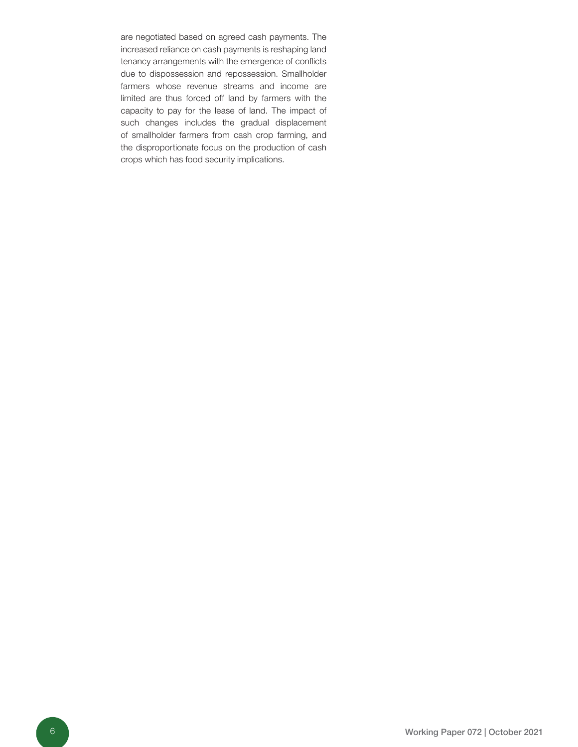are negotiated based on agreed cash payments. The increased reliance on cash payments is reshaping land tenancy arrangements with the emergence of conflicts due to dispossession and repossession. Smallholder farmers whose revenue streams and income are limited are thus forced off land by farmers with the capacity to pay for the lease of land. The impact of such changes includes the gradual displacement of smallholder farmers from cash crop farming, and the disproportionate focus on the production of cash crops which has food security implications.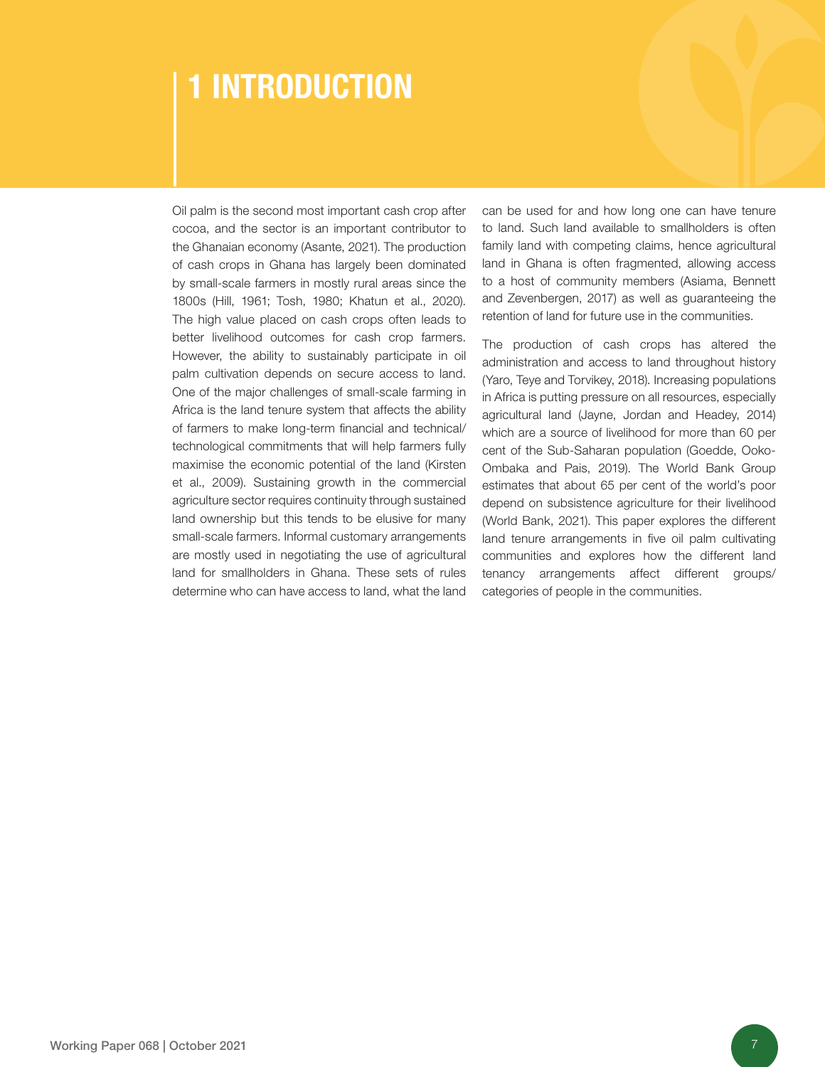# 1 INTRODUCTION

Oil palm is the second most important cash crop after cocoa, and the sector is an important contributor to the Ghanaian economy (Asante, 2021). The production of cash crops in Ghana has largely been dominated by small-scale farmers in mostly rural areas since the 1800s (Hill, 1961; Tosh, 1980; Khatun et al., 2020). The high value placed on cash crops often leads to better livelihood outcomes for cash crop farmers. However, the ability to sustainably participate in oil palm cultivation depends on secure access to land. One of the major challenges of small-scale farming in Africa is the land tenure system that affects the ability of farmers to make long-term financial and technical/technological commitments that will help farmers fully maximise the economic potential of the land (Kirsten et al., 2009). Sustaining growth in the commercial agriculture sector requires continuity through sustained land ownership but this tends to be elusive for many small-scale farmers. Informal customary arrangements are mostly used in negotiating the use of agricultural land for smallholders in Ghana. These sets of rules determine who can have access to land, what the land can be used for and how long one can have tenure to land. Such land available to smallholders is often family land with competing claims, hence agricultural land in Ghana is often fragmented, allowing access to a host of community members (Asiama, Bennett and Zevenbergen, 2017) as well as guaranteeing the retention of land for future use in the communities.

The production of cash crops has altered the administration and access to land throughout history (Yaro, Teye and Torvikey, 2018). Increasing populations in Africa is putting pressure on all resources, especially agricultural land (Jayne, Jordan and Headey, 2014) which are a source of livelihood for more than 60 per cent of the Sub-Saharan population (Goedde, Ooko-Ombaka and Pais, 2019). The World Bank Group estimates that about 65 per cent of the world's poor depend on subsistence agriculture for their livelihood (World Bank, 2021). This paper explores the different land tenure arrangements in five oil palm cultivating communities and explores how the different land tenancy arrangements affect different groups/categories of people in the communities.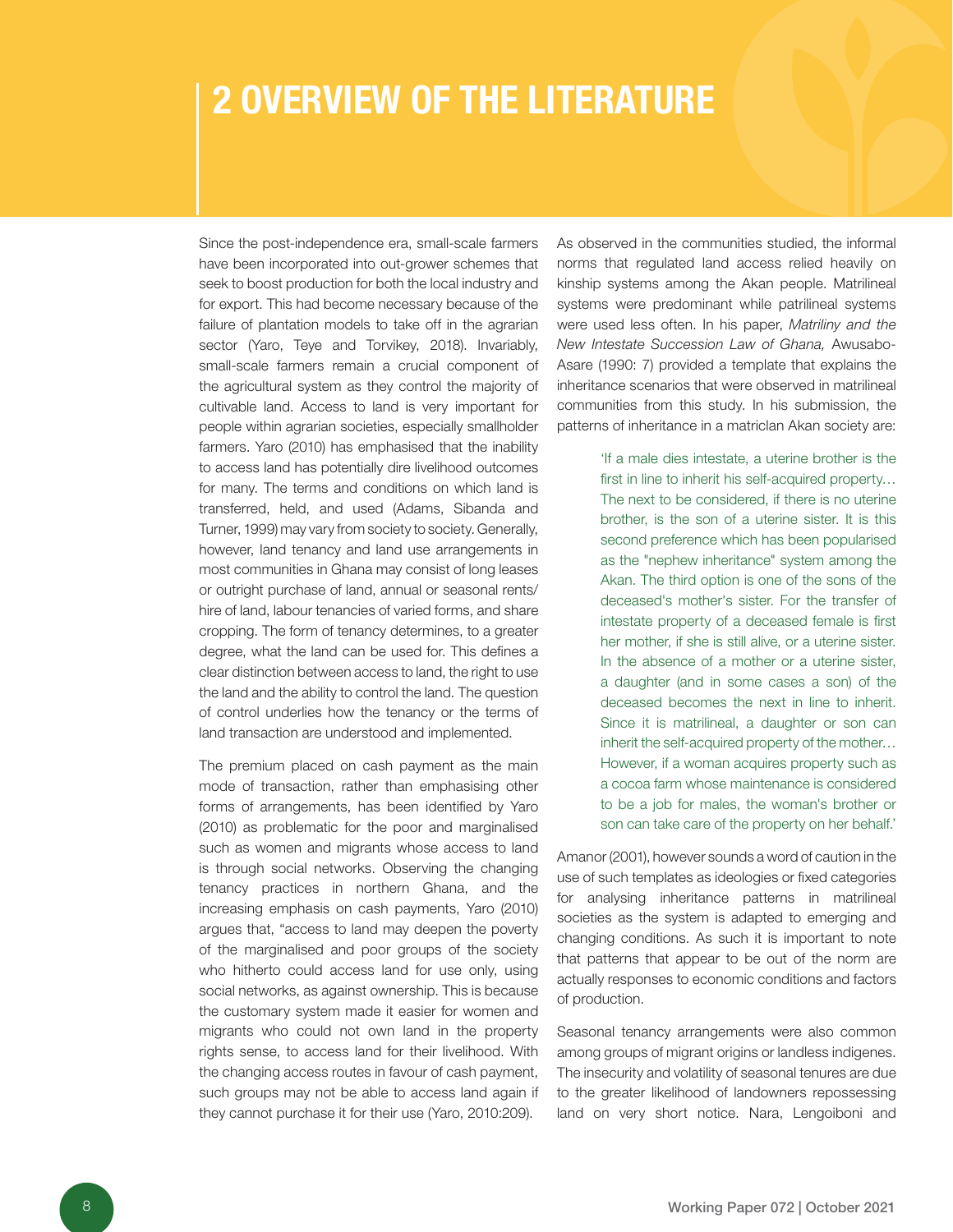# 2 OVERVIEW OF THE LITERATURE

Since the post-independence era, small-scale farmers have been incorporated into out-grower schemes that seek to boost production for both the local industry and for export. This had become necessary because of the failure of plantation models to take off in the agrarian sector (Yaro, Teye and Torvikey, 2018). Invariably, small-scale farmers remain a crucial component of the agricultural system as they control the majority of cultivable land. Access to land is very important for people within agrarian societies, especially smallholder farmers. Yaro (2010) has emphasised that the inability to access land has potentially dire livelihood outcomes for many. The terms and conditions on which land is transferred, held, and used (Adams, Sibanda and Turner, 1999) may vary from society to society. Generally, however, land tenancy and land use arrangements in most communities in Ghana may consist of long leases or outright purchase of land, annual or seasonal rents/hire of land, labour tenancies of varied forms, and share cropping. The form of tenancy determines, to a greater degree, what the land can be used for. This defines a clear distinction between access to land, the right to use the land and the ability to control the land. The question of control underlies how the tenancy or the terms of land transaction are understood and implemented.

The premium placed on cash payment as the main mode of transaction, rather than emphasising other forms of arrangements, has been identified by Yaro (2010) as problematic for the poor and marginalised such as women and migrants whose access to land is through social networks. Observing the changing tenancy practices in northern Ghana, and the increasing emphasis on cash payments, Yaro (2010) argues that, "access to land may deepen the poverty of the marginalised and poor groups of the society who hitherto could access land for use only, using social networks, as against ownership. This is because the customary system made it easier for women and migrants who could not own land in the property rights sense, to access land for their livelihood. With the changing access routes in favour of cash payment, such groups may not be able to access land again if they cannot purchase it for their use (Yaro, 2010:209).

As observed in the communities studied, the informal norms that regulated land access relied heavily on kinship systems among the Akan people. Matrilineal systems were predominant while patrilineal systems were used less often. In his paper, *Matriliny and the New Intestate Succession Law of Ghana,* Awusabo-Asare (1990: 7) provided a template that explains the inheritance scenarios that were observed in matrilineal communities from this study. In his submission, the patterns of inheritance in a matriclan Akan society are:

> 'If a male dies intestate, a uterine brother is the first in line to inherit his self-acquired property… The next to be considered, if there is no uterine brother, is the son of a uterine sister. It is this second preference which has been popularised as the "nephew inheritance" system among the Akan. The third option is one of the sons of the deceased's mother's sister. For the transfer of intestate property of a deceased female is first her mother, if she is still alive, or a uterine sister. In the absence of a mother or a uterine sister, a daughter (and in some cases a son) of the deceased becomes the next in line to inherit. Since it is matrilineal, a daughter or son can inherit the self-acquired property of the mother… However, if a woman acquires property such as a cocoa farm whose maintenance is considered to be a job for males, the woman's brother or son can take care of the property on her behalf.'

Amanor (2001), however sounds a word of caution in the use of such templates as ideologies or fixed categories for analysing inheritance patterns in matrilineal societies as the system is adapted to emerging and changing conditions. As such it is important to note that patterns that appear to be out of the norm are actually responses to economic conditions and factors of production.

Seasonal tenancy arrangements were also common among groups of migrant origins or landless indigenes. The insecurity and volatility of seasonal tenures are due to the greater likelihood of landowners repossessing land on very short notice. Nara, Lengoiboni and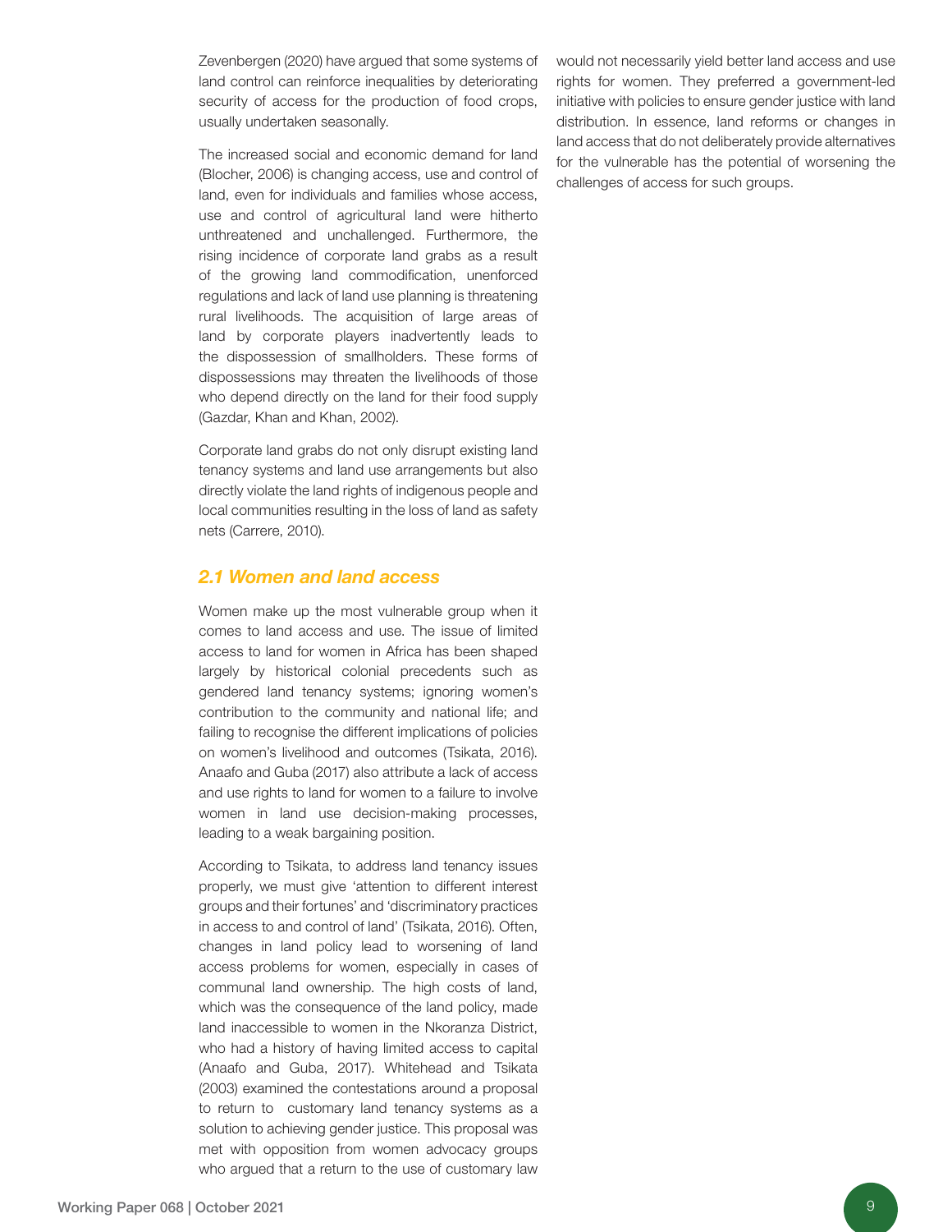Zevenbergen (2020) have argued that some systems of land control can reinforce inequalities by deteriorating security of access for the production of food crops, usually undertaken seasonally.

The increased social and economic demand for land (Blocher, 2006) is changing access, use and control of land, even for individuals and families whose access, use and control of agricultural land were hitherto unthreatened and unchallenged. Furthermore, the rising incidence of corporate land grabs as a result of the growing land commodification, unenforced regulations and lack of land use planning is threatening rural livelihoods. The acquisition of large areas of land by corporate players inadvertently leads to the dispossession of smallholders. These forms of dispossessions may threaten the livelihoods of those who depend directly on the land for their food supply (Gazdar, Khan and Khan, 2002).

Corporate land grabs do not only disrupt existing land tenancy systems and land use arrangements but also directly violate the land rights of indigenous people and local communities resulting in the loss of land as safety nets (Carrere, 2010).

## *2.1 Women and land access*

Women make up the most vulnerable group when it comes to land access and use. The issue of limited access to land for women in Africa has been shaped largely by historical colonial precedents such as gendered land tenancy systems; ignoring women's contribution to the community and national life; and failing to recognise the different implications of policies on women's livelihood and outcomes (Tsikata, 2016). Anaafo and Guba (2017) also attribute a lack of access and use rights to land for women to a failure to involve women in land use decision-making processes, leading to a weak bargaining position.

According to Tsikata, to address land tenancy issues properly, we must give 'attention to different interest groups and their fortunes' and 'discriminatory practices in access to and control of land' (Tsikata, 2016). Often, changes in land policy lead to worsening of land access problems for women, especially in cases of communal land ownership. The high costs of land, which was the consequence of the land policy, made land inaccessible to women in the Nkoranza District, who had a history of having limited access to capital (Anaafo and Guba, 2017). Whitehead and Tsikata (2003) examined the contestations around a proposal to return to customary land tenancy systems as a solution to achieving gender justice. This proposal was met with opposition from women advocacy groups who argued that a return to the use of customary law would not necessarily yield better land access and use rights for women. They preferred a government-led initiative with policies to ensure gender justice with land distribution. In essence, land reforms or changes in land access that do not deliberately provide alternatives for the vulnerable has the potential of worsening the challenges of access for such groups.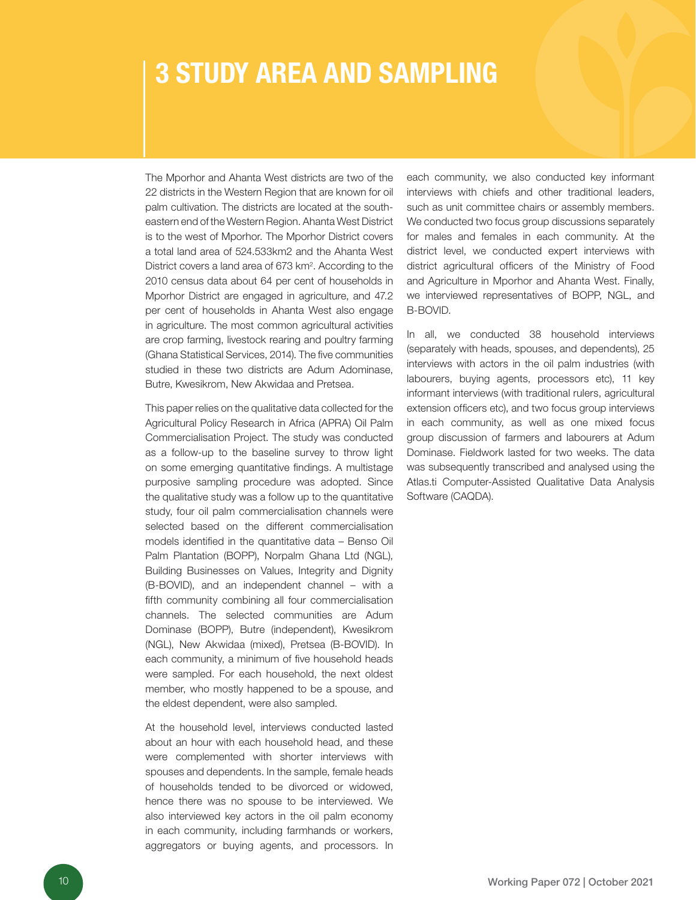# 3 STUDY AREA AND SAMPLING

The Mporhor and Ahanta West districts are two of the 22 districts in the Western Region that are known for oil palm cultivation. The districts are located at the south-eastern end of the Western Region. Ahanta West District is to the west of Mporhor. The Mporhor District covers a total land area of 524.533km2 and the Ahanta West District covers a land area of 673 km$^2$. According to the 2010 census data about 64 per cent of households in Mporhor District are engaged in agriculture, and 47.2 per cent of households in Ahanta West also engage in agriculture. The most common agricultural activities are crop farming, livestock rearing and poultry farming (Ghana Statistical Services, 2014). The five communities studied in these two districts are Adum Adominase, Butre, Kwesikrom, New Akwidaa and Pretsea.

This paper relies on the qualitative data collected for the Agricultural Policy Research in Africa (APRA) Oil Palm Commercialisation Project. The study was conducted as a follow-up to the baseline survey to throw light on some emerging quantitative findings. A multistage purposive sampling procedure was adopted. Since the qualitative study was a follow up to the quantitative study, four oil palm commercialisation channels were selected based on the different commercialisation models identified in the quantitative data – Benso Oil Palm Plantation (BOPP), Norpalm Ghana Ltd (NGL), Building Businesses on Values, Integrity and Dignity (B-BOVID), and an independent channel – with a fifth community combining all four commercialisation channels. The selected communities are Adum Dominase (BOPP), Butre (independent), Kwesikrom (NGL), New Akwidaa (mixed), Pretsea (B-BOVID). In each community, a minimum of five household heads were sampled. For each household, the next oldest member, who mostly happened to be a spouse, and the eldest dependent, were also sampled.

At the household level, interviews conducted lasted about an hour with each household head, and these were complemented with shorter interviews with spouses and dependents. In the sample, female heads of households tended to be divorced or widowed, hence there was no spouse to be interviewed. We also interviewed key actors in the oil palm economy in each community, including farmhands or workers, aggregators or buying agents, and processors. In each community, we also conducted key informant interviews with chiefs and other traditional leaders, such as unit committee chairs or assembly members. We conducted two focus group discussions separately for males and females in each community. At the district level, we conducted expert interviews with district agricultural officers of the Ministry of Food and Agriculture in Mporhor and Ahanta West. Finally, we interviewed representatives of BOPP, NGL, and B-BOVID.

In all, we conducted 38 household interviews (separately with heads, spouses, and dependents), 25 interviews with actors in the oil palm industries (with labourers, buying agents, processors etc), 11 key informant interviews (with traditional rulers, agricultural extension officers etc), and two focus group interviews in each community, as well as one mixed focus group discussion of farmers and labourers at Adum Dominase. Fieldwork lasted for two weeks. The data was subsequently transcribed and analysed using the Atlas.ti Computer-Assisted Qualitative Data Analysis Software (CAQDA).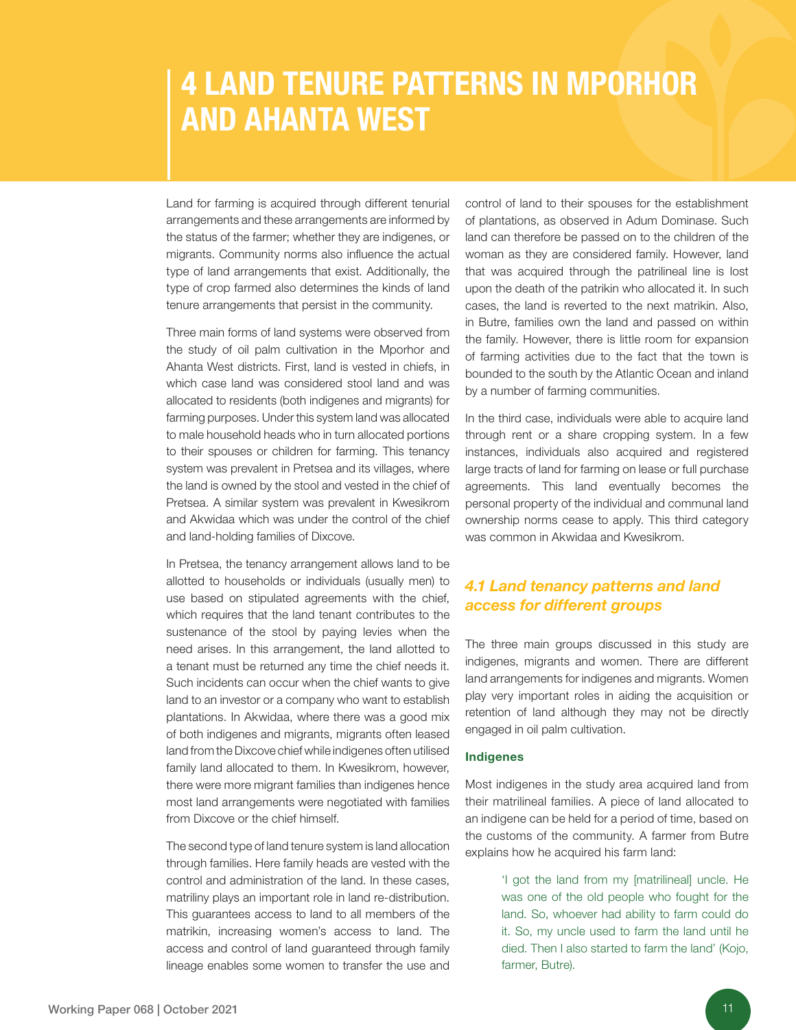# 4 LAND TENURE PATTERNS IN MPORHOR AND AHANTA WEST

Land for farming is acquired through different tenurial arrangements and these arrangements are informed by the status of the farmer; whether they are indigenes, or migrants. Community norms also influence the actual type of land arrangements that exist. Additionally, the type of crop farmed also determines the kinds of land tenure arrangements that persist in the community.

Three main forms of land systems were observed from the study of oil palm cultivation in the Mporhor and Ahanta West districts. First, land is vested in chiefs, in which case land was considered stool land and was allocated to residents (both indigenes and migrants) for farming purposes. Under this system land was allocated to male household heads who in turn allocated portions to their spouses or children for farming. This tenancy system was prevalent in Pretsea and its villages, where the land is owned by the stool and vested in the chief of Pretsea. A similar system was prevalent in Kwesikrom and Akwidaa which was under the control of the chief and land-holding families of Dixcove.

In Pretsea, the tenancy arrangement allows land to be allotted to households or individuals (usually men) to use based on stipulated agreements with the chief, which requires that the land tenant contributes to the sustenance of the stool by paying levies when the need arises. In this arrangement, the land allotted to a tenant must be returned any time the chief needs it. Such incidents can occur when the chief wants to give land to an investor or a company who want to establish plantations. In Akwidaa, where there was a good mix of both indigenes and migrants, migrants often leased land from the Dixcove chief while indigenes often utilised family land allocated to them. In Kwesikrom, however, there were more migrant families than indigenes hence most land arrangements were negotiated with families from Dixcove or the chief himself.

The second type of land tenure system is land allocation through families. Here family heads are vested with the control and administration of the land. In these cases, matriliny plays an important role in land re-distribution. This guarantees access to land to all members of the matrikin, increasing women's access to land. The access and control of land guaranteed through family lineage enables some women to transfer the use and control of land to their spouses for the establishment of plantations, as observed in Adum Dominase. Such land can therefore be passed on to the children of the woman as they are considered family. However, land that was acquired through the patrilineal line is lost upon the death of the patrikin who allocated it. In such cases, the land is reverted to the next matrikin. Also, in Butre, families own the land and passed on within the family. However, there is little room for expansion of farming activities due to the fact that the town is bounded to the south by the Atlantic Ocean and inland by a number of farming communities.

In the third case, individuals were able to acquire land through rent or a share cropping system. In a few instances, individuals also acquired and registered large tracts of land for farming on lease or full purchase agreements. This land eventually becomes the personal property of the individual and communal land ownership norms cease to apply. This third category was common in Akwidaa and Kwesikrom.

## *4.1 Land tenancy patterns and land access for different groups*

The three main groups discussed in this study are indigenes, migrants and women. There are different land arrangements for indigenes and migrants. Women play very important roles in aiding the acquisition or retention of land although they may not be directly engaged in oil palm cultivation.

### Indigenes

Most indigenes in the study area acquired land from their matrilineal families. A piece of land allocated to an indigene can be held for a period of time, based on the customs of the community. A farmer from Butre explains how he acquired his farm land:

> 'I got the land from my [matrilineal] uncle. He was one of the old people who fought for the land. So, whoever had ability to farm could do it. So, my uncle used to farm the land until he died. Then I also started to farm the land' (Kojo, farmer, Butre).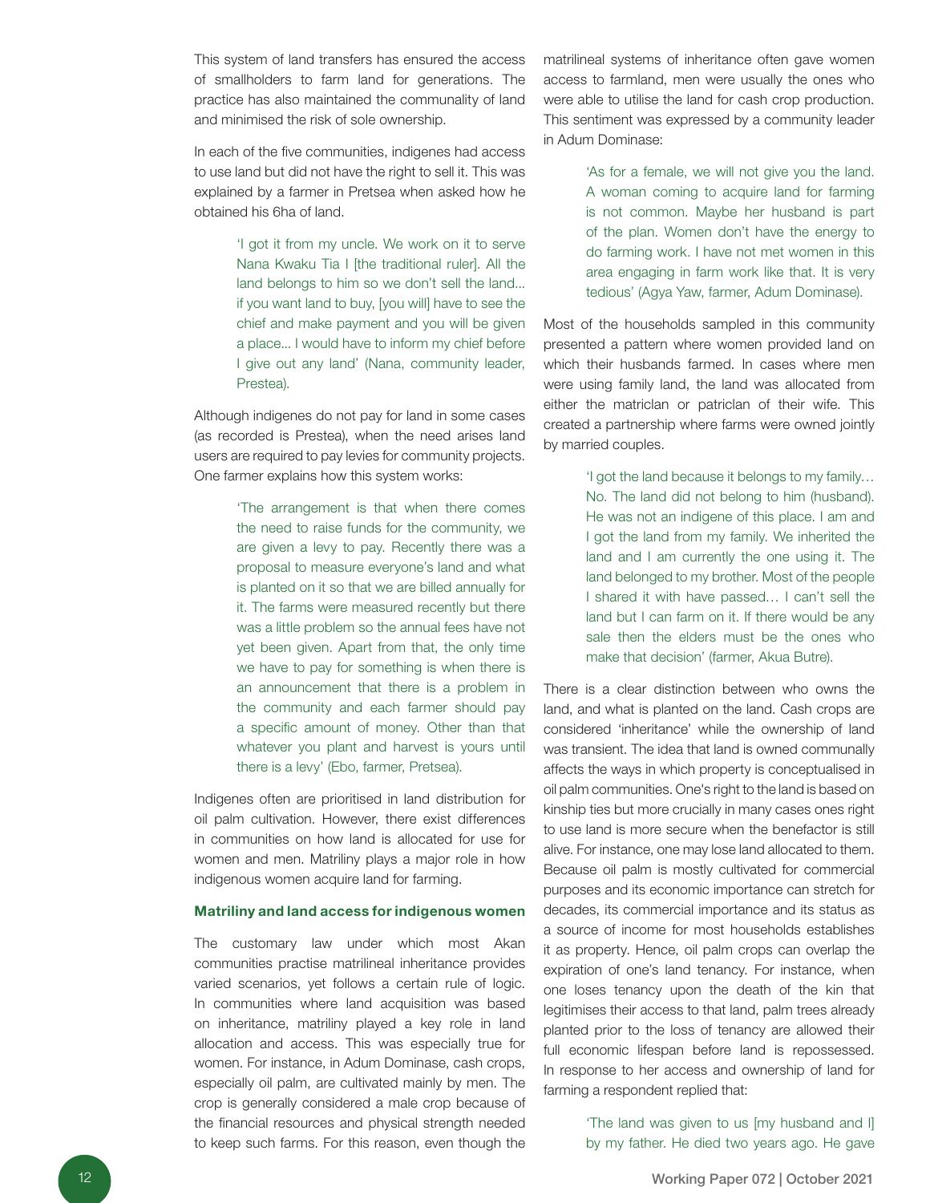This system of land transfers has ensured the access of smallholders to farm land for generations. The practice has also maintained the communality of land and minimised the risk of sole ownership.

In each of the five communities, indigenes had access to use land but did not have the right to sell it. This was explained by a farmer in Pretsea when asked how he obtained his 6ha of land.

> 'I got it from my uncle. We work on it to serve Nana Kwaku Tia I [the traditional ruler]. All the land belongs to him so we don't sell the land... if you want land to buy, [you will] have to see the chief and make payment and you will be given a place... I would have to inform my chief before I give out any land' (Nana, community leader, Prestea).

Although indigenes do not pay for land in some cases (as recorded is Prestea), when the need arises land users are required to pay levies for community projects. One farmer explains how this system works:

> 'The arrangement is that when there comes the need to raise funds for the community, we are given a levy to pay. Recently there was a proposal to measure everyone's land and what is planted on it so that we are billed annually for it. The farms were measured recently but there was a little problem so the annual fees have not yet been given. Apart from that, the only time we have to pay for something is when there is an announcement that there is a problem in the community and each farmer should pay a specific amount of money. Other than that whatever you plant and harvest is yours until there is a levy' (Ebo, farmer, Pretsea).

Indigenes often are prioritised in land distribution for oil palm cultivation. However, there exist differences in communities on how land is allocated for use for women and men. Matriliny plays a major role in how indigenous women acquire land for farming.

### Matriliny and land access for indigenous women

The customary law under which most Akan communities practise matrilineal inheritance provides varied scenarios, yet follows a certain rule of logic. In communities where land acquisition was based on inheritance, matriliny played a key role in land allocation and access. This was especially true for women. For instance, in Adum Dominase, cash crops, especially oil palm, are cultivated mainly by men. The crop is generally considered a male crop because of the financial resources and physical strength needed to keep such farms. For this reason, even though the matrilineal systems of inheritance often gave women access to farmland, men were usually the ones who were able to utilise the land for cash crop production. This sentiment was expressed by a community leader in Adum Dominase:

> 'As for a female, we will not give you the land. A woman coming to acquire land for farming is not common. Maybe her husband is part of the plan. Women don't have the energy to do farming work. I have not met women in this area engaging in farm work like that. It is very tedious' (Agya Yaw, farmer, Adum Dominase).

Most of the households sampled in this community presented a pattern where women provided land on which their husbands farmed. In cases where men were using family land, the land was allocated from either the matriclan or patriclan of their wife. This created a partnership where farms were owned jointly by married couples.

> 'I got the land because it belongs to my family… No. The land did not belong to him (husband). He was not an indigene of this place. I am and I got the land from my family. We inherited the land and I am currently the one using it. The land belonged to my brother. Most of the people I shared it with have passed… I can't sell the land but I can farm on it. If there would be any sale then the elders must be the ones who make that decision' (farmer, Akua Butre).

There is a clear distinction between who owns the land, and what is planted on the land. Cash crops are considered 'inheritance' while the ownership of land was transient. The idea that land is owned communally affects the ways in which property is conceptualised in oil palm communities. One's right to the land is based on kinship ties but more crucially in many cases ones right to use land is more secure when the benefactor is still alive. For instance, one may lose land allocated to them. Because oil palm is mostly cultivated for commercial purposes and its economic importance can stretch for decades, its commercial importance and its status as a source of income for most households establishes it as property. Hence, oil palm crops can overlap the expiration of one's land tenancy. For instance, when one loses tenancy upon the death of the kin that legitimises their access to that land, palm trees already planted prior to the loss of tenancy are allowed their full economic lifespan before land is repossessed. In response to her access and ownership of land for farming a respondent replied that:

> 'The land was given to us [my husband and I] by my father. He died two years ago. He gave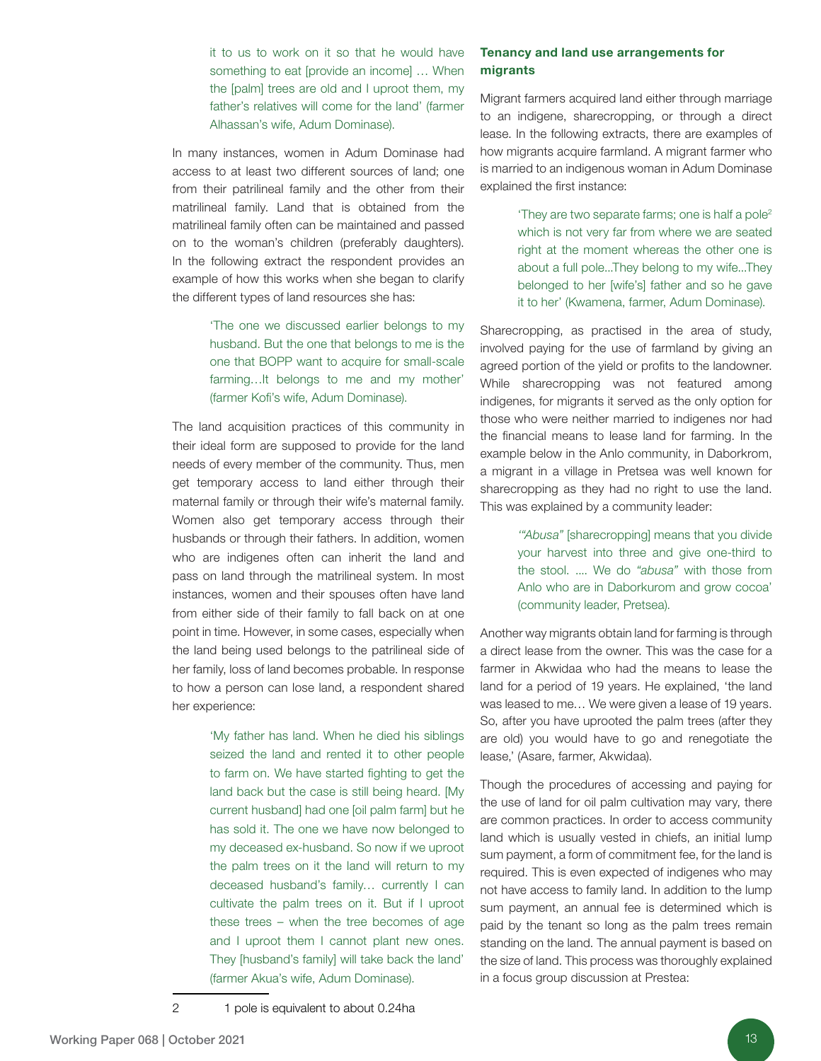it to us to work on it so that he would have something to eat [provide an income] … When the [palm] trees are old and I uproot them, my father's relatives will come for the land' (farmer Alhassan's wife, Adum Dominase).

In many instances, women in Adum Dominase had access to at least two different sources of land; one from their patrilineal family and the other from their matrilineal family. Land that is obtained from the matrilineal family often can be maintained and passed on to the woman's children (preferably daughters). In the following extract the respondent provides an example of how this works when she began to clarify the different types of land resources she has:

> 'The one we discussed earlier belongs to my husband. But the one that belongs to me is the one that BOPP want to acquire for small-scale farming…It belongs to me and my mother' (farmer Kofi's wife, Adum Dominase).

The land acquisition practices of this community in their ideal form are supposed to provide for the land needs of every member of the community. Thus, men get temporary access to land either through their maternal family or through their wife's maternal family. Women also get temporary access through their husbands or through their fathers. In addition, women who are indigenes often can inherit the land and pass on land through the matrilineal system. In most instances, women and their spouses often have land from either side of their family to fall back on at one point in time. However, in some cases, especially when the land being used belongs to the patrilineal side of her family, loss of land becomes probable. In response to how a person can lose land, a respondent shared her experience:

> 'My father has land. When he died his siblings seized the land and rented it to other people to farm on. We have started fighting to get the land back but the case is still being heard. [My current husband] had one [oil palm farm] but he has sold it. The one we have now belonged to my deceased ex-husband. So now if we uproot the palm trees on it the land will return to my deceased husband's family… currently I can cultivate the palm trees on it. But if I uproot these trees – when the tree becomes of age and I uproot them I cannot plant new ones. They [husband's family] will take back the land' (farmer Akua's wife, Adum Dominase).

### Tenancy and land use arrangements for migrants

Migrant farmers acquired land either through marriage to an indigene, sharecropping, or through a direct lease. In the following extracts, there are examples of how migrants acquire farmland. A migrant farmer who is married to an indigenous woman in Adum Dominase explained the first instance:

> 'They are two separate farms; one is half a pole[2] which is not very far from where we are seated right at the moment whereas the other one is about a full pole...They belong to my wife...They belonged to her [wife's] father and so he gave it to her' (Kwamena, farmer, Adum Dominase).

Sharecropping, as practised in the area of study, involved paying for the use of farmland by giving an agreed portion of the yield or profits to the landowner. While sharecropping was not featured among indigenes, for migrants it served as the only option for those who were neither married to indigenes nor had the financial means to lease land for farming. In the example below in the Anlo community, in Daborkrom, a migrant in a village in Pretsea was well known for sharecropping as they had no right to use the land. This was explained by a community leader:

> '"*Abusa*" [sharecropping] means that you divide your harvest into three and give one-third to the stool. .... We do "*abusa*" with those from Anlo who are in Daborkurom and grow cocoa' (community leader, Pretsea).

Another way migrants obtain land for farming is through a direct lease from the owner. This was the case for a farmer in Akwidaa who had the means to lease the land for a period of 19 years. He explained, 'the land was leased to me… We were given a lease of 19 years. So, after you have uprooted the palm trees (after they are old) you would have to go and renegotiate the lease,' (Asare, farmer, Akwidaa).

Though the procedures of accessing and paying for the use of land for oil palm cultivation may vary, there are common practices. In order to access community land which is usually vested in chiefs, an initial lump sum payment, a form of commitment fee, for the land is required. This is even expected of indigenes who may not have access to family land. In addition to the lump sum payment, an annual fee is determined which is paid by the tenant so long as the palm trees remain standing on the land. The annual payment is based on the size of land. This process was thoroughly explained in a focus group discussion at Prestea:

---

2 1 pole is equivalent to about 0.24ha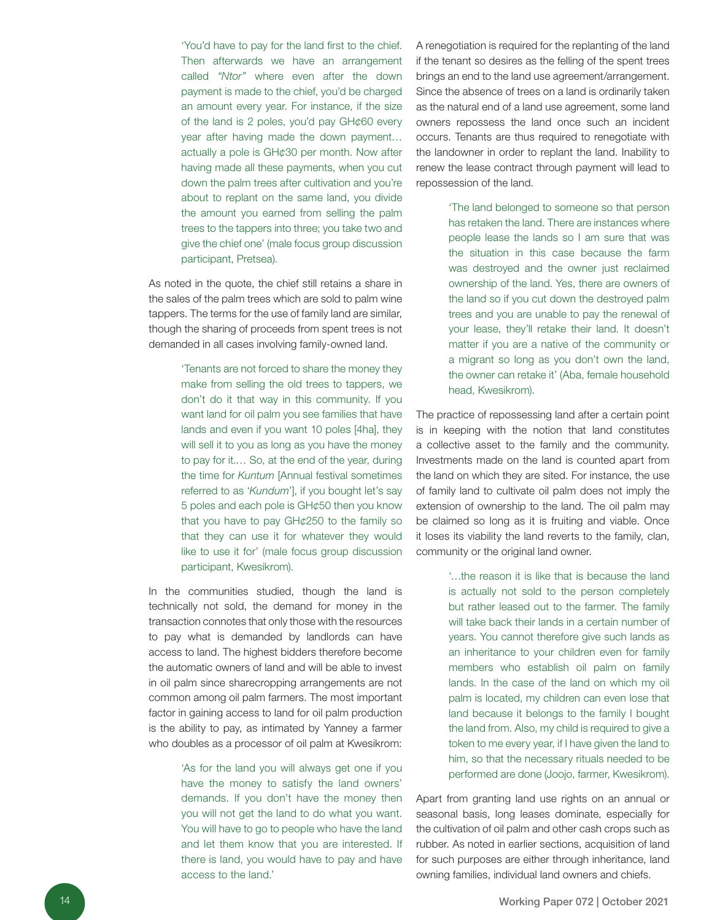'You'd have to pay for the land first to the chief. Then afterwards we have an arrangement called *"Ntor"* where even after the down payment is made to the chief, you'd be charged an amount every year. For instance, if the size of the land is 2 poles, you'd pay GH¢60 every year after having made the down payment… actually a pole is GH¢30 per month. Now after having made all these payments, when you cut down the palm trees after cultivation and you're about to replant on the same land, you divide the amount you earned from selling the palm trees to the tappers into three; you take two and give the chief one' (male focus group discussion participant, Pretsea).

As noted in the quote, the chief still retains a share in the sales of the palm trees which are sold to palm wine tappers. The terms for the use of family land are similar, though the sharing of proceeds from spent trees is not demanded in all cases involving family-owned land.

> 'Tenants are not forced to share the money they make from selling the old trees to tappers, we don't do it that way in this community. If you want land for oil palm you see families that have lands and even if you want 10 poles [4ha], they will sell it to you as long as you have the money to pay for it.… So, at the end of the year, during the time for *Kuntum* [Annual festival sometimes referred to as '*Kundum*'], if you bought let's say 5 poles and each pole is GH¢50 then you know that you have to pay GH¢250 to the family so that they can use it for whatever they would like to use it for' (male focus group discussion participant, Kwesikrom).

In the communities studied, though the land is technically not sold, the demand for money in the transaction connotes that only those with the resources to pay what is demanded by landlords can have access to land. The highest bidders therefore become the automatic owners of land and will be able to invest in oil palm since sharecropping arrangements are not common among oil palm farmers. The most important factor in gaining access to land for oil palm production is the ability to pay, as intimated by Yanney a farmer who doubles as a processor of oil palm at Kwesikrom:

> 'As for the land you will always get one if you have the money to satisfy the land owners' demands. If you don't have the money then you will not get the land to do what you want. You will have to go to people who have the land and let them know that you are interested. If there is land, you would have to pay and have access to the land.'

A renegotiation is required for the replanting of the land if the tenant so desires as the felling of the spent trees brings an end to the land use agreement/arrangement. Since the absence of trees on a land is ordinarily taken as the natural end of a land use agreement, some land owners repossess the land once such an incident occurs. Tenants are thus required to renegotiate with the landowner in order to replant the land. Inability to renew the lease contract through payment will lead to repossession of the land.

> 'The land belonged to someone so that person has retaken the land. There are instances where people lease the lands so I am sure that was the situation in this case because the farm was destroyed and the owner just reclaimed ownership of the land. Yes, there are owners of the land so if you cut down the destroyed palm trees and you are unable to pay the renewal of your lease, they'll retake their land. It doesn't matter if you are a native of the community or a migrant so long as you don't own the land, the owner can retake it' (Aba, female household head, Kwesikrom).

The practice of repossessing land after a certain point is in keeping with the notion that land constitutes a collective asset to the family and the community. Investments made on the land is counted apart from the land on which they are sited. For instance, the use of family land to cultivate oil palm does not imply the extension of ownership to the land. The oil palm may be claimed so long as it is fruiting and viable. Once it loses its viability the land reverts to the family, clan, community or the original land owner.

> '…the reason it is like that is because the land is actually not sold to the person completely but rather leased out to the farmer. The family will take back their lands in a certain number of years. You cannot therefore give such lands as an inheritance to your children even for family members who establish oil palm on family lands. In the case of the land on which my oil palm is located, my children can even lose that land because it belongs to the family I bought the land from. Also, my child is required to give a token to me every year, if I have given the land to him, so that the necessary rituals needed to be performed are done (Joojo, farmer, Kwesikrom).

Apart from granting land use rights on an annual or seasonal basis, long leases dominate, especially for the cultivation of oil palm and other cash crops such as rubber. As noted in earlier sections, acquisition of land for such purposes are either through inheritance, land owning families, individual land owners and chiefs.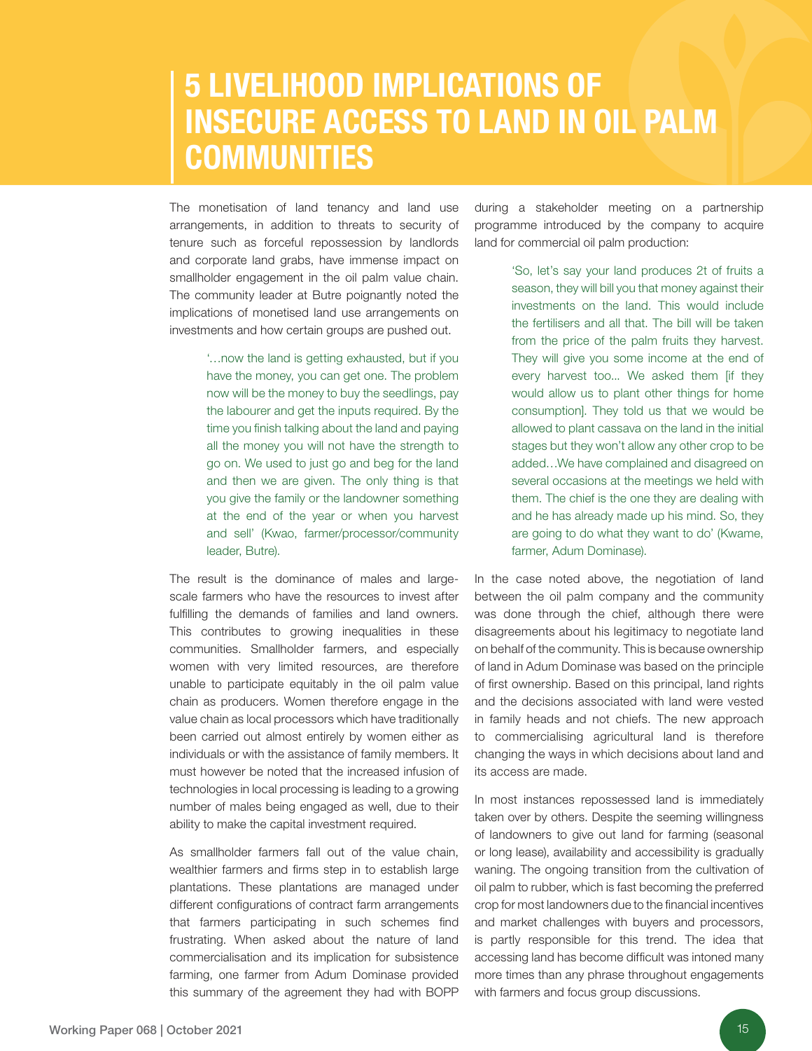# 5 LIVELIHOOD IMPLICATIONS OF INSECURE ACCESS TO LAND IN OIL PALM COMMUNITIES

The monetisation of land tenancy and land use arrangements, in addition to threats to security of tenure such as forceful repossession by landlords and corporate land grabs, have immense impact on smallholder engagement in the oil palm value chain. The community leader at Butre poignantly noted the implications of monetised land use arrangements on investments and how certain groups are pushed out.

> '…now the land is getting exhausted, but if you have the money, you can get one. The problem now will be the money to buy the seedlings, pay the labourer and get the inputs required. By the time you finish talking about the land and paying all the money you will not have the strength to go on. We used to just go and beg for the land and then we are given. The only thing is that you give the family or the landowner something at the end of the year or when you harvest and sell' (Kwao, farmer/processor/community leader, Butre).

The result is the dominance of males and large-scale farmers who have the resources to invest after fulfilling the demands of families and land owners. This contributes to growing inequalities in these communities. Smallholder farmers, and especially women with very limited resources, are therefore unable to participate equitably in the oil palm value chain as producers. Women therefore engage in the value chain as local processors which have traditionally been carried out almost entirely by women either as individuals or with the assistance of family members. It must however be noted that the increased infusion of technologies in local processing is leading to a growing number of males being engaged as well, due to their ability to make the capital investment required.

As smallholder farmers fall out of the value chain, wealthier farmers and firms step in to establish large plantations. These plantations are managed under different configurations of contract farm arrangements that farmers participating in such schemes find frustrating. When asked about the nature of land commercialisation and its implication for subsistence farming, one farmer from Adum Dominase provided this summary of the agreement they had with BOPP during a stakeholder meeting on a partnership programme introduced by the company to acquire land for commercial oil palm production:

> 'So, let's say your land produces 2t of fruits a season, they will bill you that money against their investments on the land. This would include the fertilisers and all that. The bill will be taken from the price of the palm fruits they harvest. They will give you some income at the end of every harvest too… We asked them [if they would allow us to plant other things for home consumption]. They told us that we would be allowed to plant cassava on the land in the initial stages but they won't allow any other crop to be added…We have complained and disagreed on several occasions at the meetings we held with them. The chief is the one they are dealing with and he has already made up his mind. So, they are going to do what they want to do' (Kwame, farmer, Adum Dominase).

In the case noted above, the negotiation of land between the oil palm company and the community was done through the chief, although there were disagreements about his legitimacy to negotiate land on behalf of the community. This is because ownership of land in Adum Dominase was based on the principle of first ownership. Based on this principal, land rights and the decisions associated with land were vested in family heads and not chiefs. The new approach to commercialising agricultural land is therefore changing the ways in which decisions about land and its access are made.

In most instances repossessed land is immediately taken over by others. Despite the seeming willingness of landowners to give out land for farming (seasonal or long lease), availability and accessibility is gradually waning. The ongoing transition from the cultivation of oil palm to rubber, which is fast becoming the preferred crop for most landowners due to the financial incentives and market challenges with buyers and processors, is partly responsible for this trend. The idea that accessing land has become difficult was intoned many more times than any phrase throughout engagements with farmers and focus group discussions.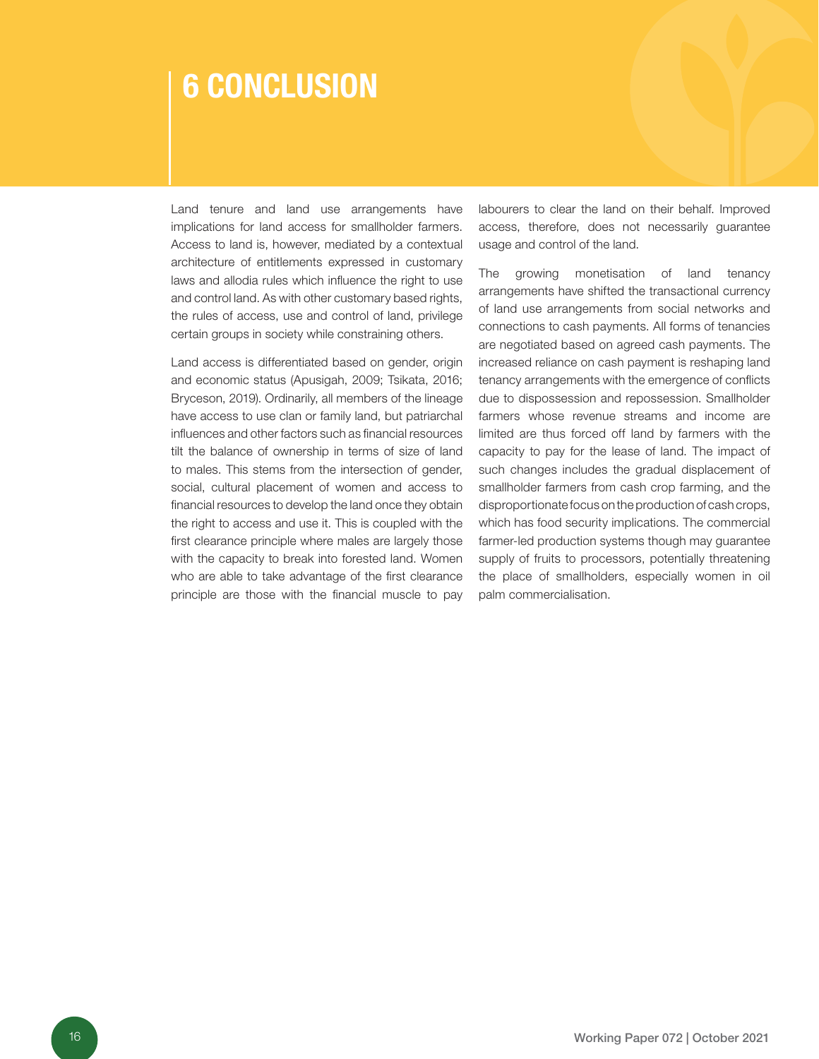# 6 CONCLUSION

Land tenure and land use arrangements have implications for land access for smallholder farmers. Access to land is, however, mediated by a contextual architecture of entitlements expressed in customary laws and allodia rules which influence the right to use and control land. As with other customary based rights, the rules of access, use and control of land, privilege certain groups in society while constraining others.

Land access is differentiated based on gender, origin and economic status (Apusigah, 2009; Tsikata, 2016; Bryceson, 2019). Ordinarily, all members of the lineage have access to use clan or family land, but patriarchal influences and other factors such as financial resources tilt the balance of ownership in terms of size of land to males. This stems from the intersection of gender, social, cultural placement of women and access to financial resources to develop the land once they obtain the right to access and use it. This is coupled with the first clearance principle where males are largely those with the capacity to break into forested land. Women who are able to take advantage of the first clearance principle are those with the financial muscle to pay labourers to clear the land on their behalf. Improved access, therefore, does not necessarily guarantee usage and control of the land.

The growing monetisation of land tenancy arrangements have shifted the transactional currency of land use arrangements from social networks and connections to cash payments. All forms of tenancies are negotiated based on agreed cash payments. The increased reliance on cash payment is reshaping land tenancy arrangements with the emergence of conflicts due to dispossession and repossession. Smallholder farmers whose revenue streams and income are limited are thus forced off land by farmers with the capacity to pay for the lease of land. The impact of such changes includes the gradual displacement of smallholder farmers from cash crop farming, and the disproportionate focus on the production of cash crops, which has food security implications. The commercial farmer-led production systems though may guarantee supply of fruits to processors, potentially threatening the place of smallholders, especially women in oil palm commercialisation.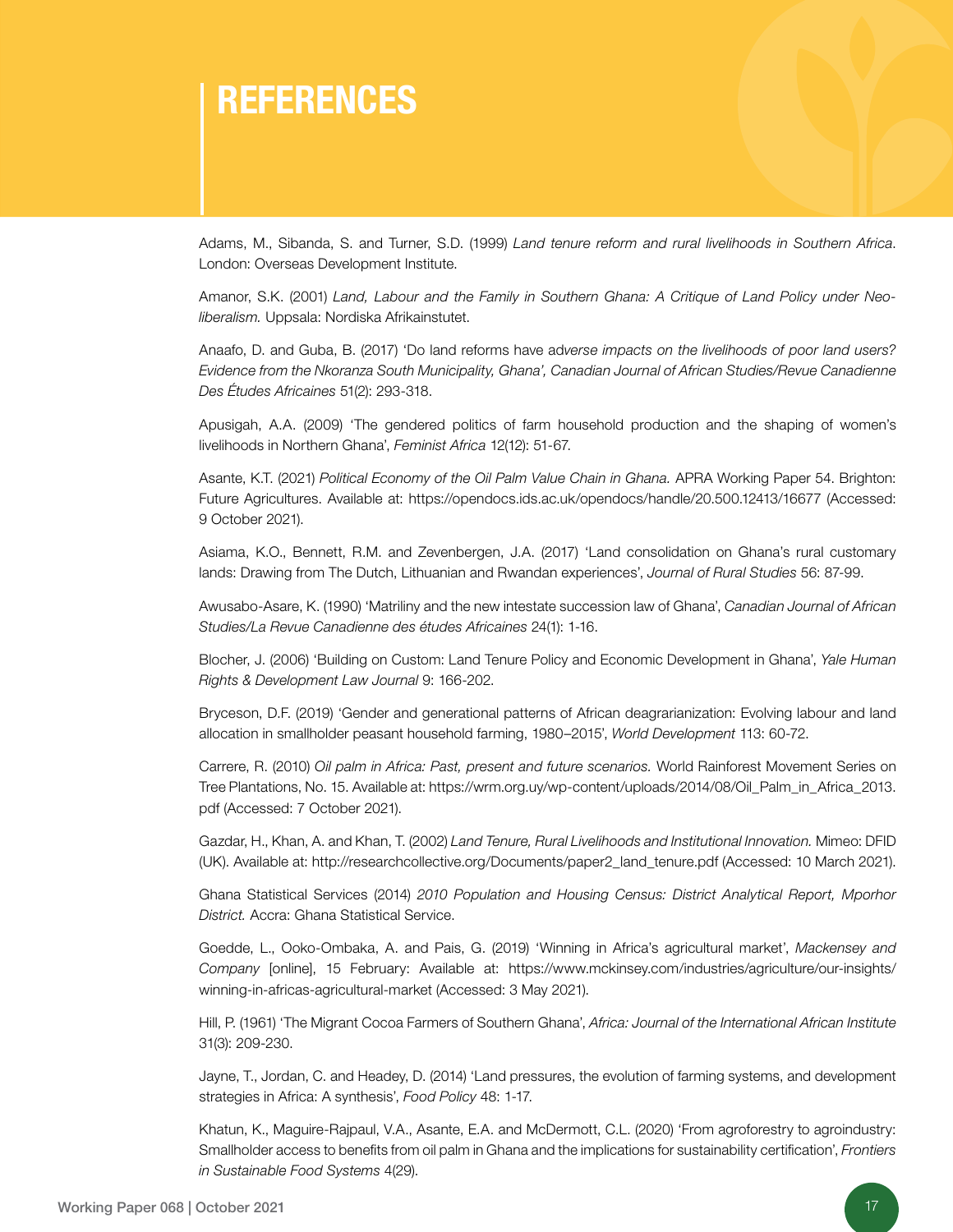# REFERENCES

Adams, M., Sibanda, S. and Turner, S.D. (1999) *Land tenure reform and rural livelihoods in Southern Africa*. London: Overseas Development Institute.

Amanor, S.K. (2001) *Land, Labour and the Family in Southern Ghana: A Critique of Land Policy under Neo-liberalism.* Uppsala: Nordiska Afrikainstutet.

Anaafo, D. and Guba, B. (2017) 'Do land reforms have ad*verse impacts on the livelihoods of poor land users? Evidence from the Nkoranza South Municipality, Ghana', Canadian Journal of African Studies/Revue Canadienne Des Études Africaines* 51(2): 293-318.

Apusigah, A.A. (2009) 'The gendered politics of farm household production and the shaping of women's livelihoods in Northern Ghana', *Feminist Africa* 12(12): 51-67.

Asante, K.T. (2021) *Political Economy of the Oil Palm Value Chain in Ghana.* APRA Working Paper 54. Brighton: Future Agricultures. Available at: https://opendocs.ids.ac.uk/opendocs/handle/20.500.12413/16677 (Accessed: 9 October 2021).

Asiama, K.O., Bennett, R.M. and Zevenbergen, J.A. (2017) 'Land consolidation on Ghana's rural customary lands: Drawing from The Dutch, Lithuanian and Rwandan experiences', *Journal of Rural Studies* 56: 87-99.

Awusabo-Asare, K. (1990) 'Matriliny and the new intestate succession law of Ghana', *Canadian Journal of African Studies/La Revue Canadienne des études Africaines* 24(1): 1-16.

Blocher, J. (2006) 'Building on Custom: Land Tenure Policy and Economic Development in Ghana', *Yale Human Rights & Development Law Journal* 9: 166-202.

Bryceson, D.F. (2019) 'Gender and generational patterns of African deagrarianization: Evolving labour and land allocation in smallholder peasant household farming, 1980–2015', *World Development* 113: 60-72.

Carrere, R. (2010) *Oil palm in Africa: Past, present and future scenarios.* World Rainforest Movement Series on Tree Plantations, No. 15. Available at: https://wrm.org.uy/wp-content/uploads/2014/08/Oil_Palm_in_Africa_2013.pdf (Accessed: 7 October 2021).

Gazdar, H., Khan, A. and Khan, T. (2002) *Land Tenure, Rural Livelihoods and Institutional Innovation.* Mimeo: DFID (UK). Available at: http://researchcollective.org/Documents/paper2_land_tenure.pdf (Accessed: 10 March 2021).

Ghana Statistical Services (2014) *2010 Population and Housing Census: District Analytical Report, Mporhor District.* Accra: Ghana Statistical Service.

Goedde, L., Ooko-Ombaka, A. and Pais, G. (2019) 'Winning in Africa's agricultural market', *Mackensey and Company* [online], 15 February: Available at: https://www.mckinsey.com/industries/agriculture/our-insights/winning-in-africas-agricultural-market (Accessed: 3 May 2021).

Hill, P. (1961) 'The Migrant Cocoa Farmers of Southern Ghana', *Africa: Journal of the International African Institute* 31(3): 209-230.

Jayne, T., Jordan, C. and Headey, D. (2014) 'Land pressures, the evolution of farming systems, and development strategies in Africa: A synthesis', *Food Policy* 48: 1-17.

Khatun, K., Maguire-Rajpaul, V.A., Asante, E.A. and McDermott, C.L. (2020) 'From agroforestry to agroindustry: Smallholder access to benefits from oil palm in Ghana and the implications for sustainability certification', *Frontiers in Sustainable Food Systems* 4(29).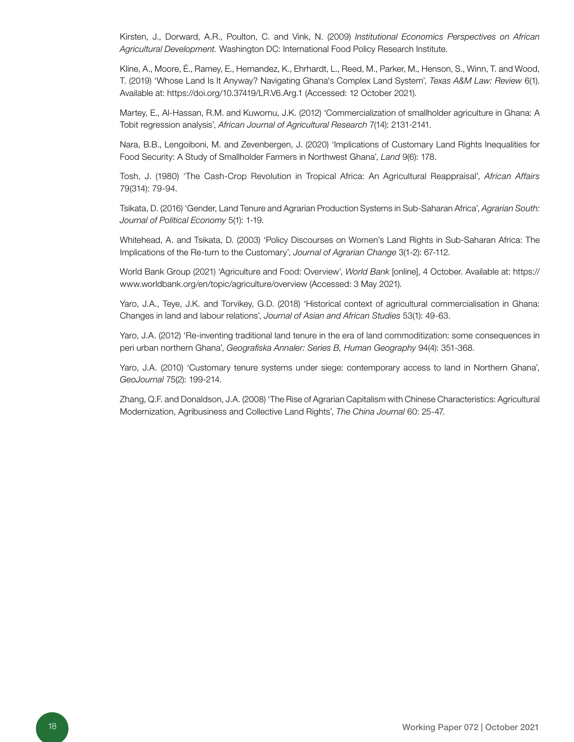Kirsten, J., Dorward, A.R., Poulton, C. and Vink, N. (2009) *Institutional Economics Perspectives on African Agricultural Development.* Washington DC: International Food Policy Research Institute.

Kline, A., Moore, É., Ramey, E., Hernandez, K., Ehrhardt, L., Reed, M., Parker, M., Henson, S., Winn, T. and Wood, T. (2019) 'Whose Land Is It Anyway? Navigating Ghana's Complex Land System', *Texas A&M Law: Review* 6(1). Available at: https://doi.org/10.37419/LR.V6.Arg.1 (Accessed: 12 October 2021).

Martey, E., Al-Hassan, R.M. and Kuwornu, J.K. (2012) 'Commercialization of smallholder agriculture in Ghana: A Tobit regression analysis', *African Journal of Agricultural Research* 7(14): 2131-2141.

Nara, B.B., Lengoiboni, M. and Zevenbergen, J. (2020) 'Implications of Customary Land Rights Inequalities for Food Security: A Study of Smallholder Farmers in Northwest Ghana', *Land* 9(6): 178.

Tosh, J. (1980) 'The Cash-Crop Revolution in Tropical Africa: An Agricultural Reappraisal', *African Affairs* 79(314): 79-94.

Tsikata, D. (2016) 'Gender, Land Tenure and Agrarian Production Systems in Sub-Saharan Africa', *Agrarian South: Journal of Political Economy* 5(1): 1-19.

Whitehead, A. and Tsikata, D. (2003) 'Policy Discourses on Women's Land Rights in Sub-Saharan Africa: The Implications of the Re-turn to the Customary', *Journal of Agrarian Change* 3(1-2): 67-112.

World Bank Group (2021) 'Agriculture and Food: Overview', *World Bank* [online], 4 October. Available at: https://www.worldbank.org/en/topic/agriculture/overview (Accessed: 3 May 2021).

Yaro, J.A., Teye, J.K. and Torvikey, G.D. (2018) 'Historical context of agricultural commercialisation in Ghana: Changes in land and labour relations', *Journal of Asian and African Studies* 53(1): 49-63.

Yaro, J.A. (2012) 'Re-inventing traditional land tenure in the era of land commoditization: some consequences in peri urban northern Ghana', *Geografiska Annaler: Series B, Human Geography* 94(4): 351-368.

Yaro, J.A. (2010) 'Customary tenure systems under siege: contemporary access to land in Northern Ghana', *GeoJournal* 75(2): 199-214.

Zhang, Q.F. and Donaldson, J.A. (2008) 'The Rise of Agrarian Capitalism with Chinese Characteristics: Agricultural Modernization, Agribusiness and Collective Land Rights', *The China Journal* 60: 25-47.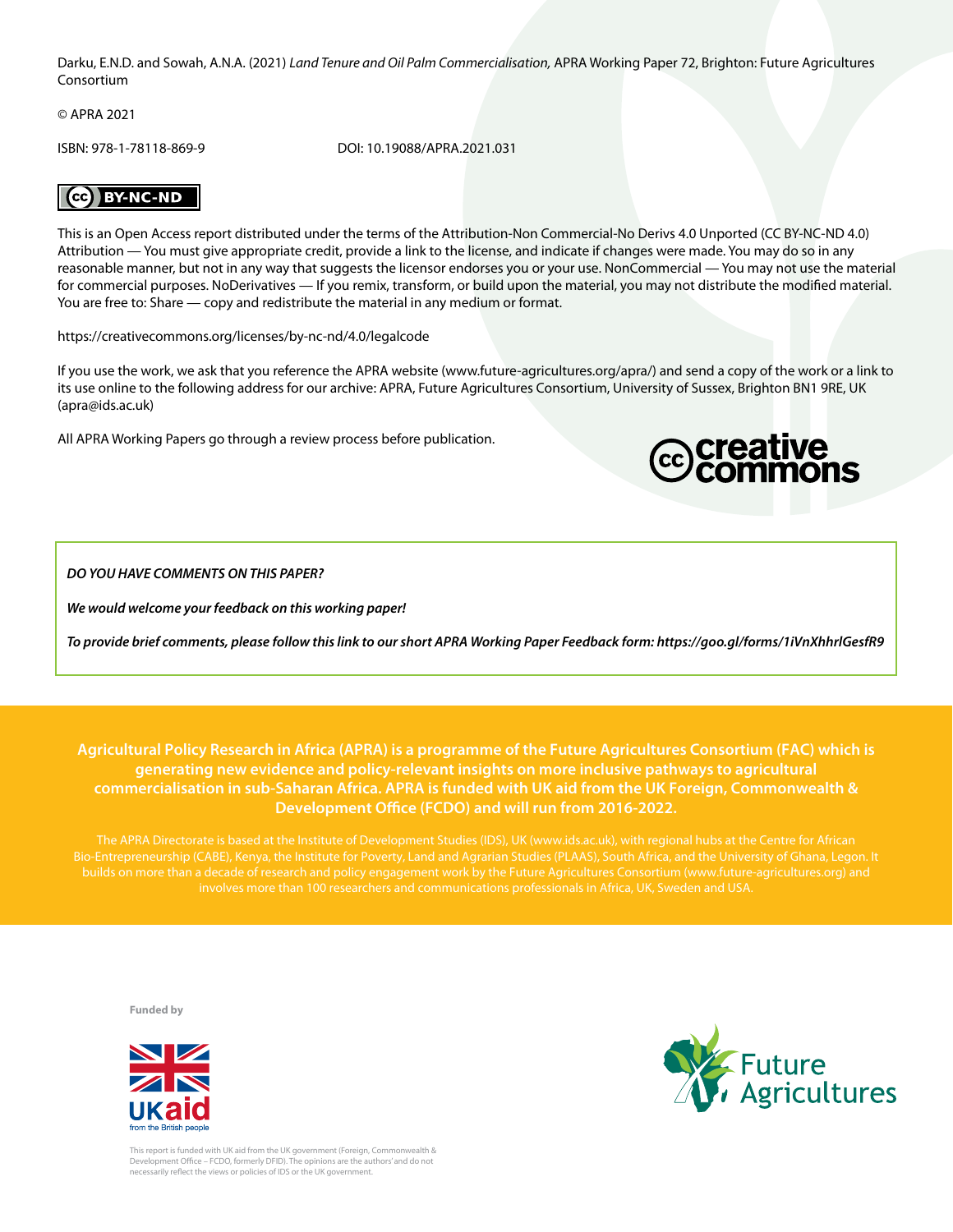Darku, E.N.D. and Sowah, A.N.A. (2021) *Land Tenure and Oil Palm Commercialisation,* APRA Working Paper 72, Brighton: Future Agricultures Consortium

© APRA 2021

ISBN: 978-1-78118-869-9 DOI: 10.19088/APRA.2021.031

BY-NC-ND

This is an Open Access report distributed under the terms of the Attribution-Non Commercial-No Derivs 4.0 Unported (CC BY-NC-ND 4.0) Attribution — You must give appropriate credit, provide a link to the license, and indicate if changes were made. You may do so in any reasonable manner, but not in any way that suggests the licensor endorses you or your use. NonCommercial — You may not use the material for commercial purposes. NoDerivatives — If you remix, transform, or build upon the material, you may not distribute the modified material. You are free to: Share — copy and redistribute the material in any medium or format.

https://creativecommons.org/licenses/by-nc-nd/4.0/legalcode

If you use the work, we ask that you reference the APRA website (www.future-agricultures.org/apra/) and send a copy of the work or a link to its use online to the following address for our archive: APRA, Future Agricultures Consortium, University of Sussex, Brighton BN1 9RE, UK (apra@ids.ac.uk)

All APRA Working Papers go through a review process before publication.

***DO YOU HAVE COMMENTS ON THIS PAPER?***

***We would welcome your feedback on this working paper!***

***To provide brief comments, please follow this link to our short APRA Working Paper Feedback form: https://goo.gl/forms/1iVnXhhrlGesfR9***

**Agricultural Policy Research in Africa (APRA) is a programme of the Future Agricultures Consortium (FAC) which is generating new evidence and policy-relevant insights on more inclusive pathways to agricultural commercialisation in sub-Saharan Africa. APRA is funded with UK aid from the UK Foreign, Commonwealth & Development Office (FCDO) and will run from 2016-2022.**

The APRA Directorate is based at the Institute of Development Studies (IDS), UK (www.ids.ac.uk), with regional hubs at the Centre for African Bio-Entrepreneurship (CABE), Kenya, the Institute for Poverty, Land and Agrarian Studies (PLAAS), South Africa, and the University of Ghana, Legon. It builds on more than a decade of research and policy engagement work by the Future Agricultures Consortium (www.future-agricultures.org) and involves more than 100 researchers and communications professionals in Africa, UK, Sweden and USA.

**Funded by**

UKaid from the British people

Future Agricultures

This report is funded with UK aid from the UK government (Foreign, Commonwealth & Development Office – FCDO, formerly DFID). The opinions are the authors' and do not necessarily reflect the views or policies of IDS or the UK government.